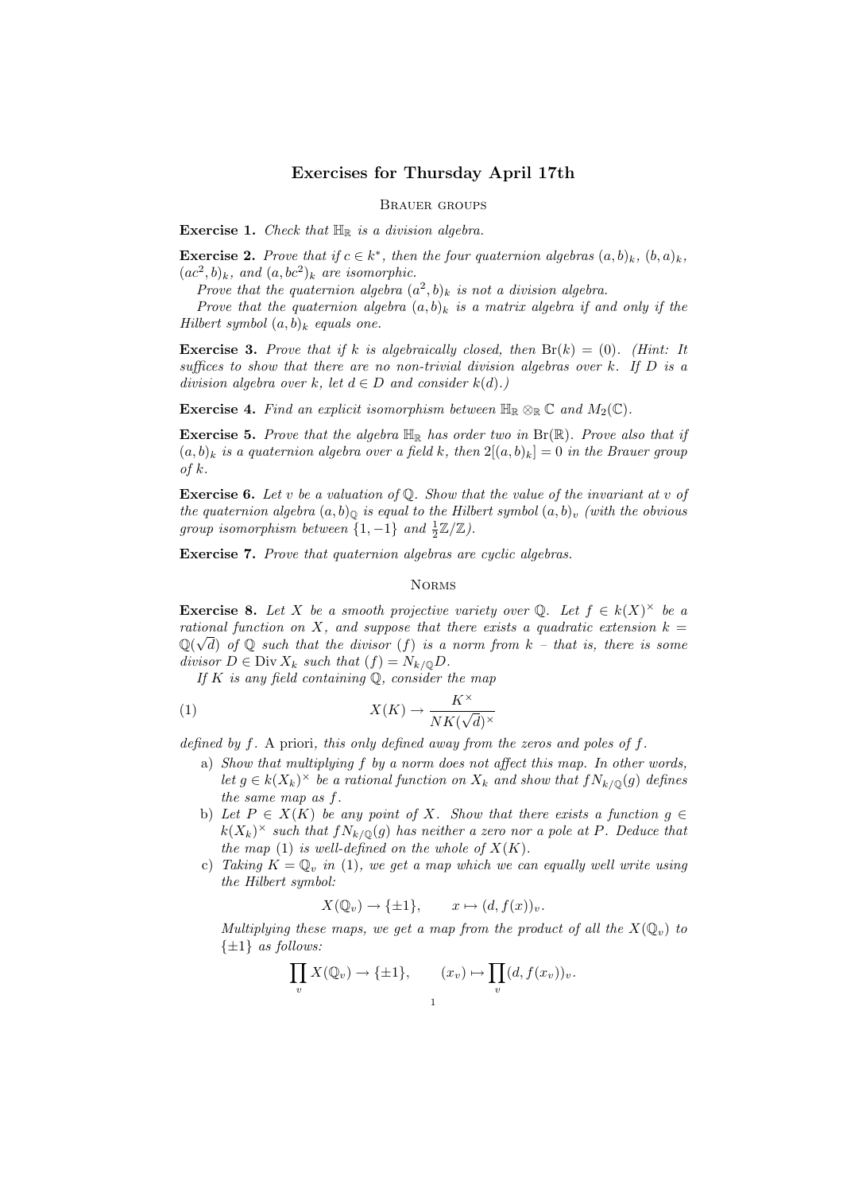# Exercises for Thursday April 17th

## Brauer groups

**Exercise 1.** *Check that $\mathbb{H}_{\mathbb{R}}$ is a division algebra.*

**Exercise 2.** *Prove that if $c \in k^*$, then the four quaternion algebras $(a,b)_k$, $(b,a)_k$, $(ac^2,b)_k$, and $(a,bc^2)_k$ are isomorphic.*

*Prove that the quaternion algebra $(a^2,b)_k$ is not a division algebra.*

*Prove that the quaternion algebra $(a,b)_k$ is a matrix algebra if and only if the Hilbert symbol $(a,b)_k$ equals one.*

**Exercise 3.** *Prove that if $k$ is algebraically closed, then $\mathrm{Br}(k) = (0)$. (Hint: It suffices to show that there are no non-trivial division algebras over $k$. If $D$ is a division algebra over $k$, let $d \in D$ and consider $k(d)$.)*

**Exercise 4.** *Find an explicit isomorphism between $\mathbb{H}_{\mathbb{R}} \otimes_{\mathbb{R}} \mathbb{C}$ and $M_2(\mathbb{C})$.*

**Exercise 5.** *Prove that the algebra $\mathbb{H}_{\mathbb{R}}$ has order two in $\mathrm{Br}(\mathbb{R})$. Prove also that if $(a,b)_k$ is a quaternion algebra over a field $k$, then $2[(a,b)_k] = 0$ in the Brauer group of $k$.*

**Exercise 6.** *Let $v$ be a valuation of $\mathbb{Q}$. Show that the value of the invariant at $v$ of the quaternion algebra $(a,b)_{\mathbb{Q}}$ is equal to the Hilbert symbol $(a,b)_v$ (with the obvious group isomorphism between $\{1,-1\}$ and $\frac{1}{2}\mathbb{Z}/\mathbb{Z}$).*

**Exercise 7.** *Prove that quaternion algebras are cyclic algebras.*

## Norms

**Exercise 8.** *Let $X$ be a smooth projective variety over $\mathbb{Q}$. Let $f \in k(X)^\times$ be a rational function on $X$, and suppose that there exists a quadratic extension $k = \mathbb{Q}(\sqrt{d})$ of $\mathbb{Q}$ such that the divisor $(f)$ is a norm from $k$ – that is, there is some divisor $D \in \operatorname{Div} X_k$ such that $(f) = N_{k/\mathbb{Q}}D$.*

*If $K$ is any field containing $\mathbb{Q}$, consider the map*

$$X(K) \to \frac{K^\times}{NK(\sqrt{d})^\times} \tag{1}$$

*defined by $f$.* A priori, *this only defined away from the zeros and poles of $f$.*

a) *Show that multiplying $f$ by a norm does not affect this map. In other words, let $g \in k(X_k)^\times$ be a rational function on $X_k$ and show that $fN_{k/\mathbb{Q}}(g)$ defines the same map as $f$.*

b) *Let $P \in X(K)$ be any point of $X$. Show that there exists a function $g \in k(X_k)^\times$ such that $fN_{k/\mathbb{Q}}(g)$ has neither a zero nor a pole at $P$. Deduce that the map (1) is well-defined on the whole of $X(K)$.*

c) *Taking $K = \mathbb{Q}_v$ in (1), we get a map which we can equally well write using the Hilbert symbol:*

$$X(\mathbb{Q}_v) \to \{\pm 1\}, \qquad x \mapsto (d, f(x))_v.$$

*Multiplying these maps, we get a map from the product of all the $X(\mathbb{Q}_v)$ to $\{\pm 1\}$ as follows:*

$$\prod_v X(\mathbb{Q}_v) \to \{\pm 1\}, \qquad (x_v) \mapsto \prod_v (d, f(x_v))_v.$$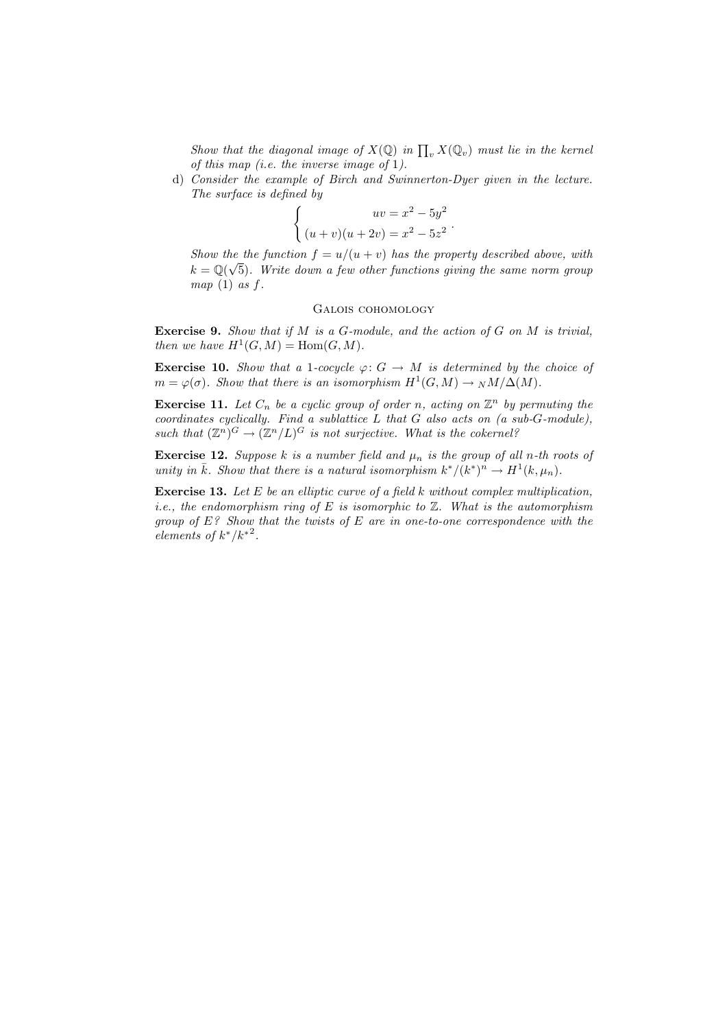*Show that the diagonal image of $X(\mathbb{Q})$ in $\prod_v X(\mathbb{Q}_v)$ must lie in the kernel of this map (i.e. the inverse image of 1).*

d) *Consider the example of Birch and Swinnerton-Dyer given in the lecture. The surface is defined by*

$$\begin{cases} uv = x^2 - 5y^2 \\ (u+v)(u+2v) = x^2 - 5z^2 \end{cases}.$$

*Show the the function $f = u/(u+v)$ has the property described above, with $k = \mathbb{Q}(\sqrt{5})$. Write down a few other functions giving the same norm group map (1) as $f$.*

## Galois cohomology

**Exercise 9.** *Show that if $M$ is a $G$-module, and the action of $G$ on $M$ is trivial, then we have $H^1(G, M) = \mathrm{Hom}(G, M)$.*

**Exercise 10.** *Show that a 1-cocycle $\varphi\colon G \to M$ is determined by the choice of $m = \varphi(\sigma)$. Show that there is an isomorphism $H^1(G, M) \to {}_N M/\Delta(M)$.*

**Exercise 11.** *Let $C_n$ be a cyclic group of order $n$, acting on $\mathbb{Z}^n$ by permuting the coordinates cyclically. Find a sublattice $L$ that $G$ also acts on (a sub-$G$-module), such that $(\mathbb{Z}^n)^G \to (\mathbb{Z}^n/L)^G$ is not surjective. What is the cokernel?*

**Exercise 12.** *Suppose $k$ is a number field and $\mu_n$ is the group of all $n$-th roots of unity in $\bar{k}$. Show that there is a natural isomorphism $k^*/(k^*)^n \to H^1(k, \mu_n)$.*

**Exercise 13.** *Let $E$ be an elliptic curve of a field $k$ without complex multiplication, i.e., the endomorphism ring of $E$ is isomorphic to $\mathbb{Z}$. What is the automorphism group of $E$? Show that the twists of $E$ are in one-to-one correspondence with the elements of $k^*/k^{*2}$.*